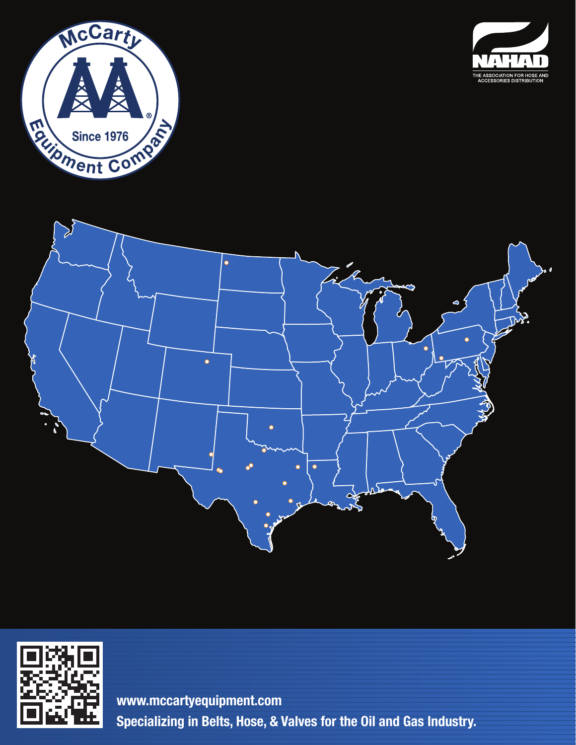McCarty Equipment Company

Since 1976

NAHAD

THE ASSOCIATION FOR HOSE AND ACCESSORIES DISTRIBUTION

www.mccartyequipment.com

**Specializing in Belts, Hose, & Valves for the Oil and Gas Industry.**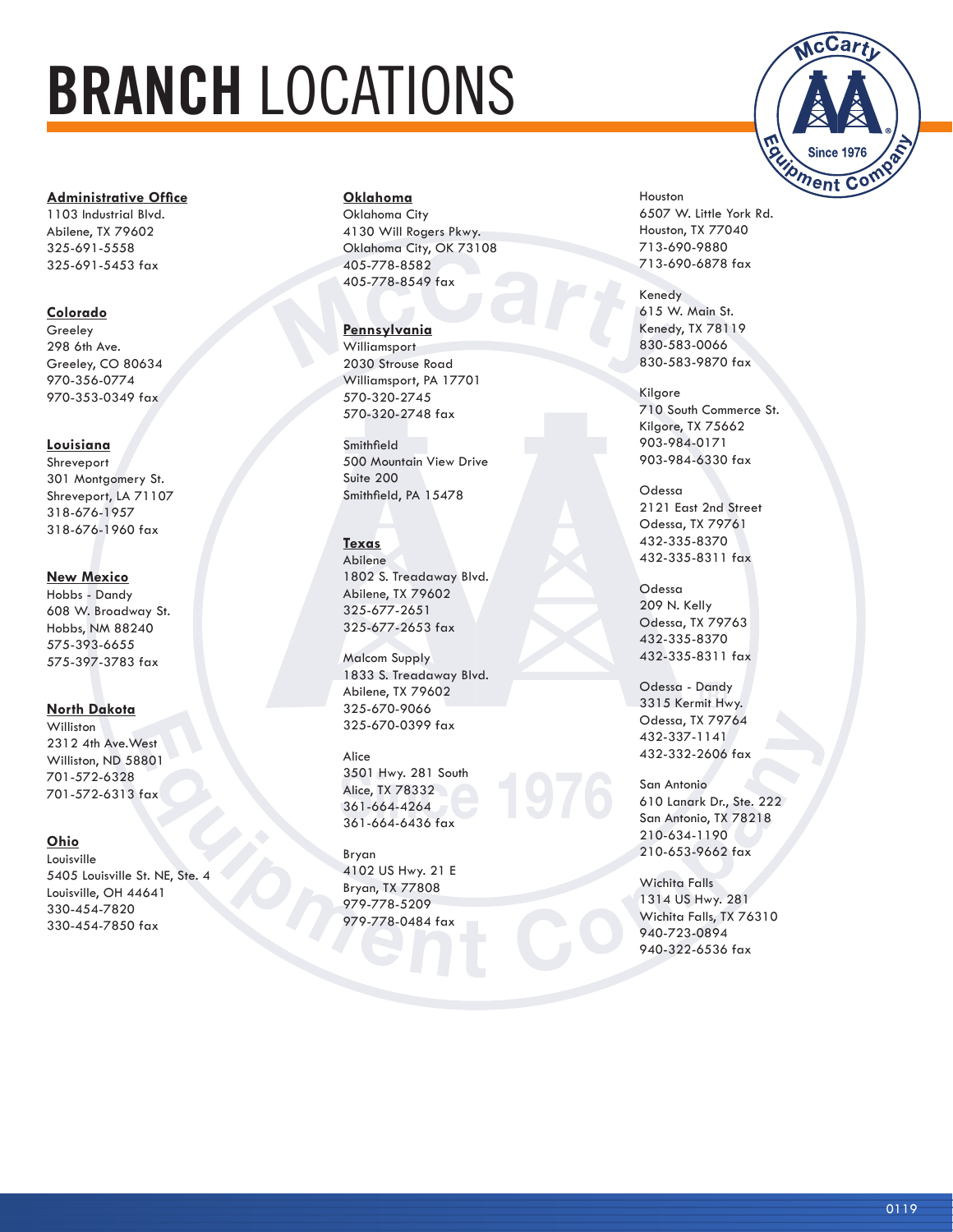# BRANCH LOCATIONS

**Administrative Office**
1103 Industrial Blvd.
Abilene, TX 79602
325-691-5558
325-691-5453 fax

**Colorado**
Greeley
298 6th Ave.
Greeley, CO 80634
970-356-0774
970-353-0349 fax

**Louisiana**
Shreveport
301 Montgomery St.
Shreveport, LA 71107
318-676-1957
318-676-1960 fax

**New Mexico**
Hobbs - Dandy
608 W. Broadway St.
Hobbs, NM 88240
575-393-6655
575-397-3783 fax

**North Dakota**
Williston
2312 4th Ave.West
Williston, ND 58801
701-572-6328
701-572-6313 fax

**Ohio**
Louisville
5405 Louisville St. NE, Ste. 4
Louisville, OH 44641
330-454-7820
330-454-7850 fax

**Oklahoma**
Oklahoma City
4130 Will Rogers Pkwy.
Oklahoma City, OK 73108
405-778-8582
405-778-8549 fax

**Pennsylvania**
Williamsport
2030 Strouse Road
Williamsport, PA 17701
570-320-2745
570-320-2748 fax

Smithfield
500 Mountain View Drive
Suite 200
Smithfield, PA 15478

**Texas**
Abilene
1802 S. Treadaway Blvd.
Abilene, TX 79602
325-677-2651
325-677-2653 fax

Malcom Supply
1833 S. Treadaway Blvd.
Abilene, TX 79602
325-670-9066
325-670-0399 fax

Alice
3501 Hwy. 281 South
Alice, TX 78332
361-664-4264
361-664-6436 fax

Bryan
4102 US Hwy. 21 E
Bryan, TX 77808
979-778-5209
979-778-0484 fax

Houston
6507 W. Little York Rd.
Houston, TX 77040
713-690-9880
713-690-6878 fax

Kenedy
615 W. Main St.
Kenedy, TX 78119
830-583-0066
830-583-9870 fax

Kilgore
710 South Commerce St.
Kilgore, TX 75662
903-984-0171
903-984-6330 fax

Odessa
2121 East 2nd Street
Odessa, TX 79761
432-335-8370
432-335-8311 fax

Odessa
209 N. Kelly
Odessa, TX 79763
432-335-8370
432-335-8311 fax

Odessa - Dandy
3315 Kermit Hwy.
Odessa, TX 79764
432-337-1141
432-332-2606 fax

San Antonio
610 Lanark Dr., Ste. 222
San Antonio, TX 78218
210-634-1190
210-653-9662 fax

Wichita Falls
1314 US Hwy. 281
Wichita Falls, TX 76310
940-723-0894
940-322-6536 fax